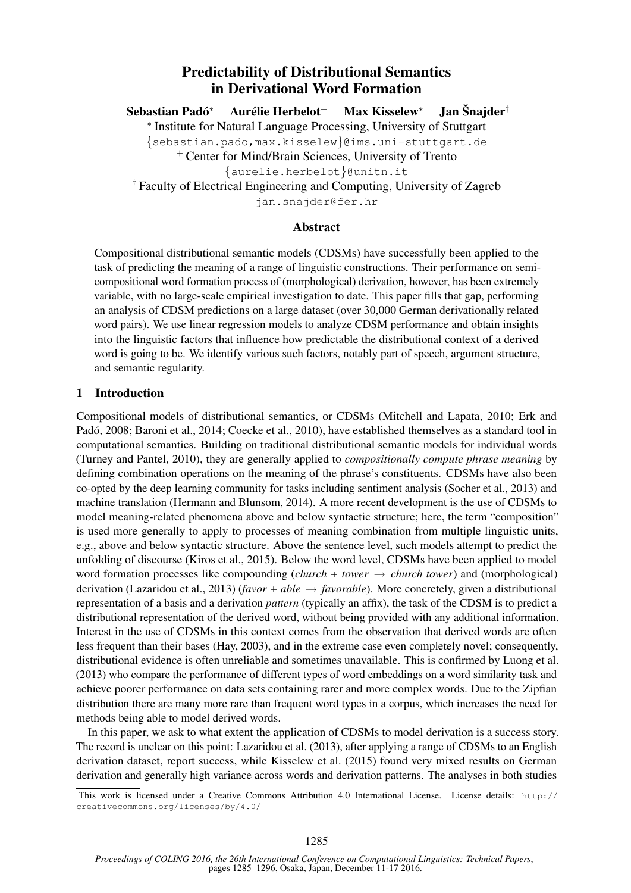# Predictability of Distributional Semantics in Derivational Word Formation

**Sebastian Padó*** **Aurélie Herbelot**[+] **Max Kisselew*** **Jan Šnajder**[†]

* Institute for Natural Language Processing, University of Stuttgart
{sebastian.pado,max.kisselew}@ims.uni-stuttgart.de

[+] Center for Mind/Brain Sciences, University of Trento
{aurelie.herbelot}@unitn.it

[†] Faculty of Electrical Engineering and Computing, University of Zagreb
jan.snajder@fer.hr

## Abstract

Compositional distributional semantic models (CDSMs) have successfully been applied to the task of predicting the meaning of a range of linguistic constructions. Their performance on semi-compositional word formation process of (morphological) derivation, however, has been extremely variable, with no large-scale empirical investigation to date. This paper fills that gap, performing an analysis of CDSM predictions on a large dataset (over 30,000 German derivationally related word pairs). We use linear regression models to analyze CDSM performance and obtain insights into the linguistic factors that influence how predictable the distributional context of a derived word is going to be. We identify various such factors, notably part of speech, argument structure, and semantic regularity.

## 1 Introduction

Compositional models of distributional semantics, or CDSMs (Mitchell and Lapata, 2010; Erk and Padó, 2008; Baroni et al., 2014; Coecke et al., 2010), have established themselves as a standard tool in computational semantics. Building on traditional distributional semantic models for individual words (Turney and Pantel, 2010), they are generally applied to *compositionally compute phrase meaning* by defining combination operations on the meaning of the phrase's constituents. CDSMs have also been co-opted by the deep learning community for tasks including sentiment analysis (Socher et al., 2013) and machine translation (Hermann and Blunsom, 2014). A more recent development is the use of CDSMs to model meaning-related phenomena above and below syntactic structure; here, the term "composition" is used more generally to apply to processes of meaning combination from multiple linguistic units, e.g., above and below syntactic structure. Above the sentence level, such models attempt to predict the unfolding of discourse (Kiros et al., 2015). Below the word level, CDSMs have been applied to model word formation processes like compounding (*church* + *tower* → *church tower*) and (morphological) derivation (Lazaridou et al., 2013) (*favor* + *able* → *favorable*). More concretely, given a distributional representation of a basis and a derivation *pattern* (typically an affix), the task of the CDSM is to predict a distributional representation of the derived word, without being provided with any additional information. Interest in the use of CDSMs in this context comes from the observation that derived words are often less frequent than their bases (Hay, 2003), and in the extreme case even completely novel; consequently, distributional evidence is often unreliable and sometimes unavailable. This is confirmed by Luong et al. (2013) who compare the performance of different types of word embeddings on a word similarity task and achieve poorer performance on data sets containing rarer and more complex words. Due to the Zipfian distribution there are many more rare than frequent word types in a corpus, which increases the need for methods being able to model derived words.

In this paper, we ask to what extent the application of CDSMs to model derivation is a success story. The record is unclear on this point: Lazaridou et al. (2013), after applying a range of CDSMs to an English derivation dataset, report success, while Kisselew et al. (2015) found very mixed results on German derivation and generally high variance across words and derivation patterns. The analyses in both studies

This work is licensed under a Creative Commons Attribution 4.0 International License. License details: http://creativecommons.org/licenses/by/4.0/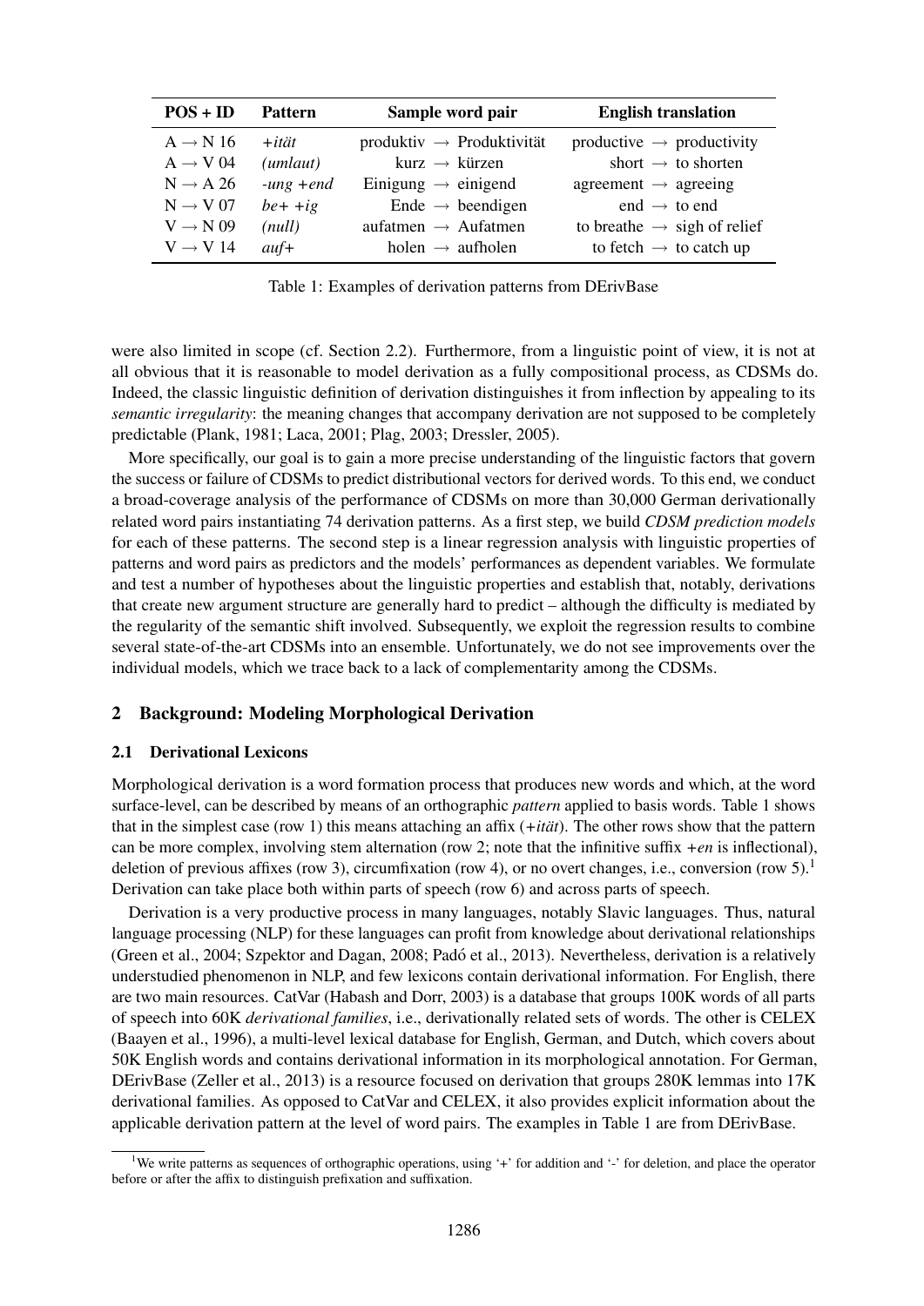| POS + ID | Pattern | Sample word pair | English translation |
|---|---|---|---|
| A → N 16 | *+ität* | produktiv → Produktivität | productive → productivity |
| A → V 04 | *(umlaut)* | kurz → kürzen | short → to shorten |
| N → A 26 | *-ung +end* | Einigung → einigend | agreement → agreeing |
| N → V 07 | *be+ +ig* | Ende → beendigen | end → to end |
| V → N 09 | *(null)* | aufatmen → Aufatmen | to breathe → sigh of relief |
| V → V 14 | *auf+* | holen → aufholen | to fetch → to catch up |

Table 1: Examples of derivation patterns from DErivBase

were also limited in scope (cf. Section 2.2). Furthermore, from a linguistic point of view, it is not at all obvious that it is reasonable to model derivation as a fully compositional process, as CDSMs do. Indeed, the classic linguistic definition of derivation distinguishes it from inflection by appealing to its *semantic irregularity*: the meaning changes that accompany derivation are not supposed to be completely predictable (Plank, 1981; Laca, 2001; Plag, 2003; Dressler, 2005).

More specifically, our goal is to gain a more precise understanding of the linguistic factors that govern the success or failure of CDSMs to predict distributional vectors for derived words. To this end, we conduct a broad-coverage analysis of the performance of CDSMs on more than 30,000 German derivationally related word pairs instantiating 74 derivation patterns. As a first step, we build *CDSM prediction models* for each of these patterns. The second step is a linear regression analysis with linguistic properties of patterns and word pairs as predictors and the models' performances as dependent variables. We formulate and test a number of hypotheses about the linguistic properties and establish that, notably, derivations that create new argument structure are generally hard to predict – although the difficulty is mediated by the regularity of the semantic shift involved. Subsequently, we exploit the regression results to combine several state-of-the-art CDSMs into an ensemble. Unfortunately, we do not see improvements over the individual models, which we trace back to a lack of complementarity among the CDSMs.

## 2 Background: Modeling Morphological Derivation

### 2.1 Derivational Lexicons

Morphological derivation is a word formation process that produces new words and which, at the word surface-level, can be described by means of an orthographic *pattern* applied to basis words. Table 1 shows that in the simplest case (row 1) this means attaching an affix (*+ität*). The other rows show that the pattern can be more complex, involving stem alternation (row 2; note that the infinitive suffix *+en* is inflectional), deletion of previous affixes (row 3), circumfixation (row 4), or no overt changes, i.e., conversion (row 5).[1] Derivation can take place both within parts of speech (row 6) and across parts of speech.

Derivation is a very productive process in many languages, notably Slavic languages. Thus, natural language processing (NLP) for these languages can profit from knowledge about derivational relationships (Green et al., 2004; Szpektor and Dagan, 2008; Padó et al., 2013). Nevertheless, derivation is a relatively understudied phenomenon in NLP, and few lexicons contain derivational information. For English, there are two main resources. CatVar (Habash and Dorr, 2003) is a database that groups 100K words of all parts of speech into 60K *derivational families*, i.e., derivationally related sets of words. The other is CELEX (Baayen et al., 1996), a multi-level lexical database for English, German, and Dutch, which covers about 50K English words and contains derivational information in its morphological annotation. For German, DErivBase (Zeller et al., 2013) is a resource focused on derivation that groups 280K lemmas into 17K derivational families. As opposed to CatVar and CELEX, it also provides explicit information about the applicable derivation pattern at the level of word pairs. The examples in Table 1 are from DErivBase.

[1] We write patterns as sequences of orthographic operations, using '+' for addition and '-' for deletion, and place the operator before or after the affix to distinguish prefixation and suffixation.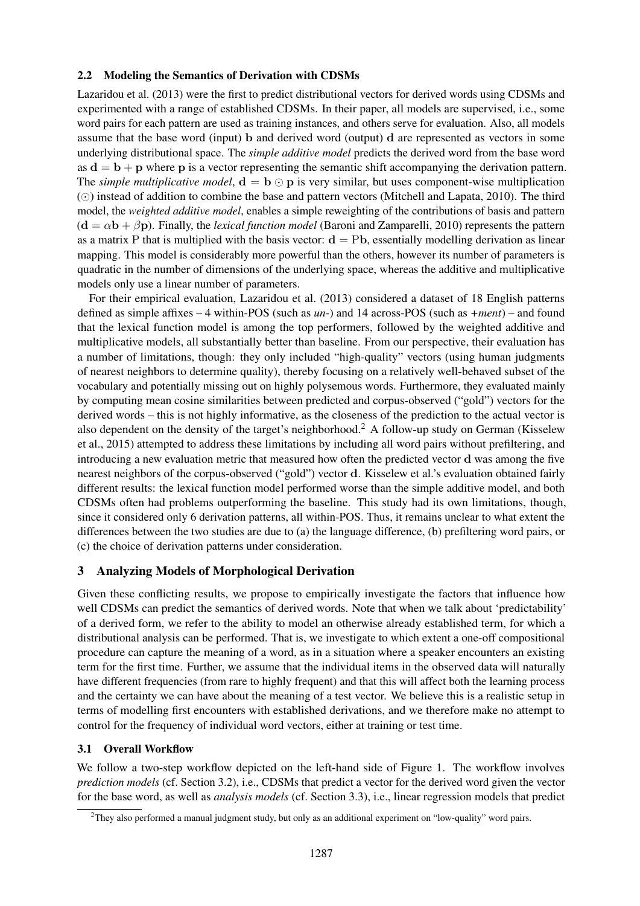### 2.2 Modeling the Semantics of Derivation with CDSMs

Lazaridou et al. (2013) were the first to predict distributional vectors for derived words using CDSMs and experimented with a range of established CDSMs. In their paper, all models are supervised, i.e., some word pairs for each pattern are used as training instances, and others serve for evaluation. Also, all models assume that the base word (input) $\mathbf{b}$ and derived word (output) $\mathbf{d}$ are represented as vectors in some underlying distributional space. The *simple additive model* predicts the derived word from the base word as $\mathbf{d} = \mathbf{b} + \mathbf{p}$ where $\mathbf{p}$ is a vector representing the semantic shift accompanying the derivation pattern. The *simple multiplicative model*, $\mathbf{d} = \mathbf{b} \odot \mathbf{p}$ is very similar, but uses component-wise multiplication ($\odot$) instead of addition to combine the base and pattern vectors (Mitchell and Lapata, 2010). The third model, the *weighted additive model*, enables a simple reweighting of the contributions of basis and pattern ($\mathbf{d} = \alpha\mathbf{b} + \beta\mathbf{p}$). Finally, the *lexical function model* (Baroni and Zamparelli, 2010) represents the pattern as a matrix $\mathrm{P}$ that is multiplied with the basis vector: $\mathbf{d} = \mathrm{P}\mathbf{b}$, essentially modelling derivation as linear mapping. This model is considerably more powerful than the others, however its number of parameters is quadratic in the number of dimensions of the underlying space, whereas the additive and multiplicative models only use a linear number of parameters.

For their empirical evaluation, Lazaridou et al. (2013) considered a dataset of 18 English patterns defined as simple affixes – 4 within-POS (such as *un-*) and 14 across-POS (such as *+ment*) – and found that the lexical function model is among the top performers, followed by the weighted additive and multiplicative models, all substantially better than baseline. From our perspective, their evaluation has a number of limitations, though: they only included "high-quality" vectors (using human judgments of nearest neighbors to determine quality), thereby focusing on a relatively well-behaved subset of the vocabulary and potentially missing out on highly polysemous words. Furthermore, they evaluated mainly by computing mean cosine similarities between predicted and corpus-observed ("gold") vectors for the derived words – this is not highly informative, as the closeness of the prediction to the actual vector is also dependent on the density of the target's neighborhood.[2] A follow-up study on German (Kisselew et al., 2015) attempted to address these limitations by including all word pairs without prefiltering, and introducing a new evaluation metric that measured how often the predicted vector $\mathbf{d}$ was among the five nearest neighbors of the corpus-observed ("gold") vector $\mathbf{d}$. Kisselew et al.'s evaluation obtained fairly different results: the lexical function model performed worse than the simple additive model, and both CDSMs often had problems outperforming the baseline. This study had its own limitations, though, since it considered only 6 derivation patterns, all within-POS. Thus, it remains unclear to what extent the differences between the two studies are due to (a) the language difference, (b) prefiltering word pairs, or (c) the choice of derivation patterns under consideration.

## 3 Analyzing Models of Morphological Derivation

Given these conflicting results, we propose to empirically investigate the factors that influence how well CDSMs can predict the semantics of derived words. Note that when we talk about 'predictability' of a derived form, we refer to the ability to model an otherwise already established term, for which a distributional analysis can be performed. That is, we investigate to which extent a one-off compositional procedure can capture the meaning of a word, as in a situation where a speaker encounters an existing term for the first time. Further, we assume that the individual items in the observed data will naturally have different frequencies (from rare to highly frequent) and that this will affect both the learning process and the certainty we can have about the meaning of a test vector. We believe this is a realistic setup in terms of modelling first encounters with established derivations, and we therefore make no attempt to control for the frequency of individual word vectors, either at training or test time.

### 3.1 Overall Workflow

We follow a two-step workflow depicted on the left-hand side of Figure 1. The workflow involves *prediction models* (cf. Section 3.2), i.e., CDSMs that predict a vector for the derived word given the vector for the base word, as well as *analysis models* (cf. Section 3.3), i.e., linear regression models that predict

[2] They also performed a manual judgment study, but only as an additional experiment on "low-quality" word pairs.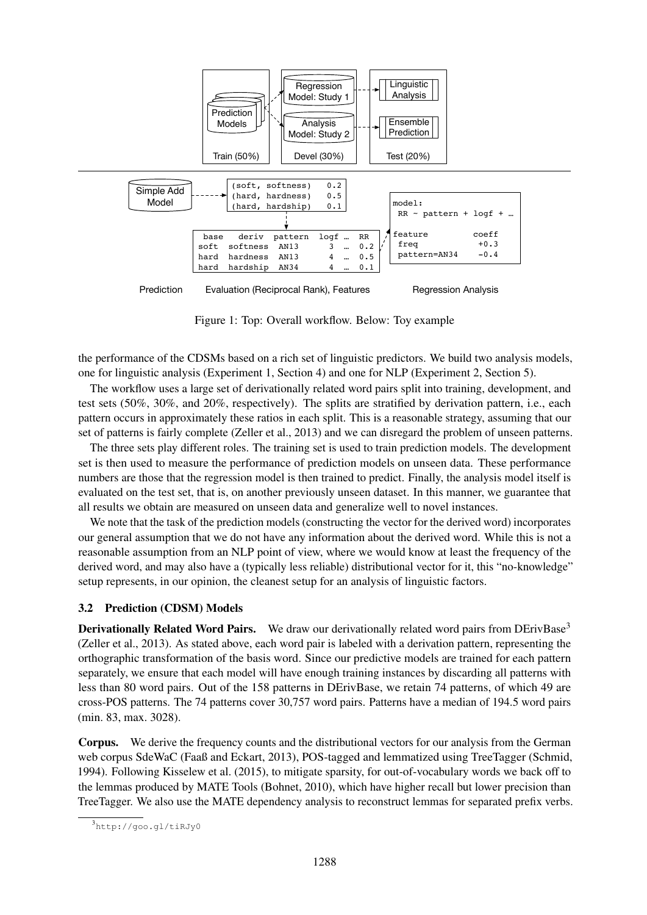Figure 1: Top: Overall workflow. Below: Toy example

the performance of the CDSMs based on a rich set of linguistic predictors. We build two analysis models, one for linguistic analysis (Experiment 1, Section 4) and one for NLP (Experiment 2, Section 5).

The workflow uses a large set of derivationally related word pairs split into training, development, and test sets (50%, 30%, and 20%, respectively). The splits are stratified by derivation pattern, i.e., each pattern occurs in approximately these ratios in each split. This is a reasonable strategy, assuming that our set of patterns is fairly complete (Zeller et al., 2013) and we can disregard the problem of unseen patterns.

The three sets play different roles. The training set is used to train prediction models. The development set is then used to measure the performance of prediction models on unseen data. These performance numbers are those that the regression model is then trained to predict. Finally, the analysis model itself is evaluated on the test set, that is, on another previously unseen dataset. In this manner, we guarantee that all results we obtain are measured on unseen data and generalize well to novel instances.

We note that the task of the prediction models (constructing the vector for the derived word) incorporates our general assumption that we do not have any information about the derived word. While this is not a reasonable assumption from an NLP point of view, where we would know at least the frequency of the derived word, and may also have a (typically less reliable) distributional vector for it, this "no-knowledge" setup represents, in our opinion, the cleanest setup for an analysis of linguistic factors.

### 3.2 Prediction (CDSM) Models

**Derivationally Related Word Pairs.** We draw our derivationally related word pairs from DErivBase[3] (Zeller et al., 2013). As stated above, each word pair is labeled with a derivation pattern, representing the orthographic transformation of the basis word. Since our predictive models are trained for each pattern separately, we ensure that each model will have enough training instances by discarding all patterns with less than 80 word pairs. Out of the 158 patterns in DErivBase, we retain 74 patterns, of which 49 are cross-POS patterns. The 74 patterns cover 30,757 word pairs. Patterns have a median of 194.5 word pairs (min. 83, max. 3028).

**Corpus.** We derive the frequency counts and the distributional vectors for our analysis from the German web corpus SdeWaC (Faaß and Eckart, 2013), POS-tagged and lemmatized using TreeTagger (Schmid, 1994). Following Kisselew et al. (2015), to mitigate sparsity, for out-of-vocabulary words we back off to the lemmas produced by MATE Tools (Bohnet, 2010), which have higher recall but lower precision than TreeTagger. We also use the MATE dependency analysis to reconstruct lemmas for separated prefix verbs.

[3] http://goo.gl/tiRJy0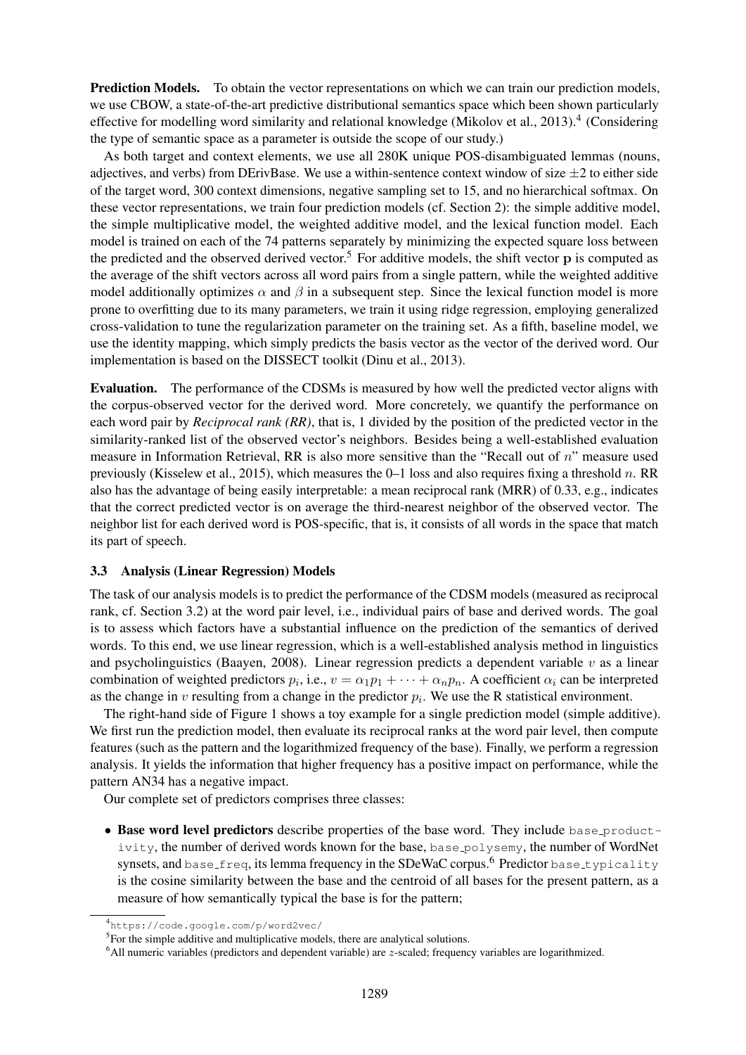**Prediction Models.** To obtain the vector representations on which we can train our prediction models, we use CBOW, a state-of-the-art predictive distributional semantics space which been shown particularly effective for modelling word similarity and relational knowledge (Mikolov et al., 2013).[4] (Considering the type of semantic space as a parameter is outside the scope of our study.)

As both target and context elements, we use all 280K unique POS-disambiguated lemmas (nouns, adjectives, and verbs) from DErivBase. We use a within-sentence context window of size $\pm 2$ to either side of the target word, 300 context dimensions, negative sampling set to 15, and no hierarchical softmax. On these vector representations, we train four prediction models (cf. Section 2): the simple additive model, the simple multiplicative model, the weighted additive model, and the lexical function model. Each model is trained on each of the 74 patterns separately by minimizing the expected square loss between the predicted and the observed derived vector.[5] For additive models, the shift vector $\mathbf{p}$ is computed as the average of the shift vectors across all word pairs from a single pattern, while the weighted additive model additionally optimizes $\alpha$ and $\beta$ in a subsequent step. Since the lexical function model is more prone to overfitting due to its many parameters, we train it using ridge regression, employing generalized cross-validation to tune the regularization parameter on the training set. As a fifth, baseline model, we use the identity mapping, which simply predicts the basis vector as the vector of the derived word. Our implementation is based on the DISSECT toolkit (Dinu et al., 2013).

**Evaluation.** The performance of the CDSMs is measured by how well the predicted vector aligns with the corpus-observed vector for the derived word. More concretely, we quantify the performance on each word pair by ***Reciprocal rank (RR)***, that is, 1 divided by the position of the predicted vector in the similarity-ranked list of the observed vector's neighbors. Besides being a well-established evaluation measure in Information Retrieval, RR is also more sensitive than the "Recall out of $n$" measure used previously (Kisselew et al., 2015), which measures the 0–1 loss and also requires fixing a threshold $n$. RR also has the advantage of being easily interpretable: a mean reciprocal rank (MRR) of 0.33, e.g., indicates that the correct predicted vector is on average the third-nearest neighbor of the observed vector. The neighbor list for each derived word is POS-specific, that is, it consists of all words in the space that match its part of speech.

### 3.3 Analysis (Linear Regression) Models

The task of our analysis models is to predict the performance of the CDSM models (measured as reciprocal rank, cf. Section 3.2) at the word pair level, i.e., individual pairs of base and derived words. The goal is to assess which factors have a substantial influence on the prediction of the semantics of derived words. To this end, we use linear regression, which is a well-established analysis method in linguistics and psycholinguistics (Baayen, 2008). Linear regression predicts a dependent variable $v$ as a linear combination of weighted predictors $p_i$, i.e., $v = \alpha_1 p_1 + \cdots + \alpha_n p_n$. A coefficient $\alpha_i$ can be interpreted as the change in $v$ resulting from a change in the predictor $p_i$. We use the R statistical environment.

The right-hand side of Figure 1 shows a toy example for a single prediction model (simple additive). We first run the prediction model, then evaluate its reciprocal ranks at the word pair level, then compute features (such as the pattern and the logarithmized frequency of the base). Finally, we perform a regression analysis. It yields the information that higher frequency has a positive impact on performance, while the pattern AN34 has a negative impact.

Our complete set of predictors comprises three classes:

- **Base word level predictors** describe properties of the base word. They include `base_productivity`, the number of derived words known for the base, `base_polysemy`, the number of WordNet synsets, and `base_freq`, its lemma frequency in the SDeWaC corpus.[6] Predictor `base_typicality` is the cosine similarity between the base and the centroid of all bases for the present pattern, as a measure of how semantically typical the base is for the pattern;

---

[4] https://code.google.com/p/word2vec/

[5] For the simple additive and multiplicative models, there are analytical solutions.

[6] All numeric variables (predictors and dependent variable) are $z$-scaled; frequency variables are logarithmized.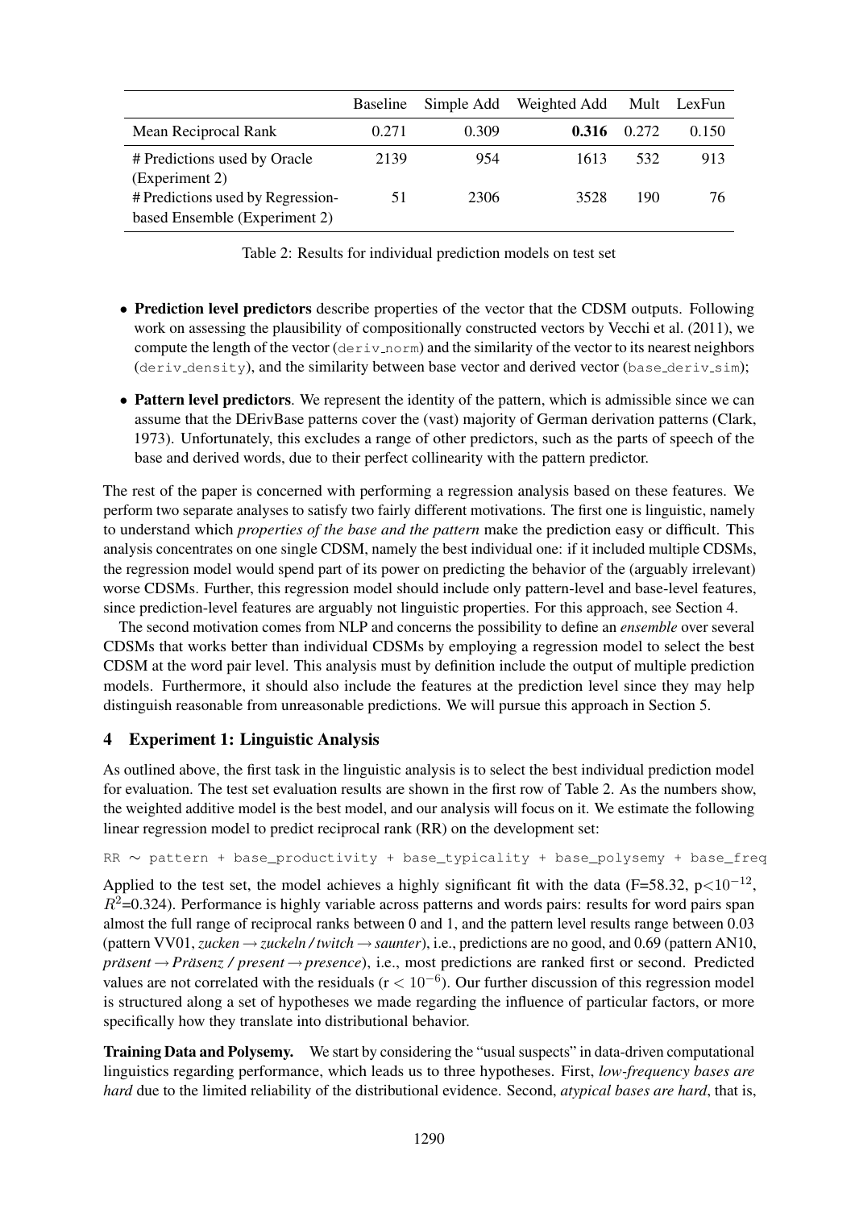| | Baseline | Simple Add | Weighted Add | Mult | LexFun |
|---|---|---|---|---|---|
| Mean Reciprocal Rank | 0.271 | 0.309 | **0.316** | 0.272 | 0.150 |
| # Predictions used by Oracle (Experiment 2) | 2139 | 954 | 1613 | 532 | 913 |
| # Predictions used by Regression-based Ensemble (Experiment 2) | 51 | 2306 | 3528 | 190 | 76 |

Table 2: Results for individual prediction models on test set

- **Prediction level predictors** describe properties of the vector that the CDSM outputs. Following work on assessing the plausibility of compositionally constructed vectors by Vecchi et al. (2011), we compute the length of the vector (`deriv_norm`) and the similarity of the vector to its nearest neighbors (`deriv_density`), and the similarity between base vector and derived vector (`base_deriv_sim`);
- **Pattern level predictors**. We represent the identity of the pattern, which is admissible since we can assume that the DErivBase patterns cover the (vast) majority of German derivation patterns (Clark, 1973). Unfortunately, this excludes a range of other predictors, such as the parts of speech of the base and derived words, due to their perfect collinearity with the pattern predictor.

The rest of the paper is concerned with performing a regression analysis based on these features. We perform two separate analyses to satisfy two fairly different motivations. The first one is linguistic, namely to understand which *properties of the base and the pattern* make the prediction easy or difficult. This analysis concentrates on one single CDSM, namely the best individual one: if it included multiple CDSMs, the regression model would spend part of its power on predicting the behavior of the (arguably irrelevant) worse CDSMs. Further, this regression model should include only pattern-level and base-level features, since prediction-level features are arguably not linguistic properties. For this approach, see Section 4.

The second motivation comes from NLP and concerns the possibility to define an *ensemble* over several CDSMs that works better than individual CDSMs by employing a regression model to select the best CDSM at the word pair level. This analysis must by definition include the output of multiple prediction models. Furthermore, it should also include the features at the prediction level since they may help distinguish reasonable from unreasonable predictions. We will pursue this approach in Section 5.

## 4 Experiment 1: Linguistic Analysis

As outlined above, the first task in the linguistic analysis is to select the best individual prediction model for evaluation. The test set evaluation results are shown in the first row of Table 2. As the numbers show, the weighted additive model is the best model, and our analysis will focus on it. We estimate the following linear regression model to predict reciprocal rank (RR) on the development set:

```
RR ~ pattern + base_productivity + base_typicality + base_polysemy + base_freq
```

Applied to the test set, the model achieves a highly significant fit with the data (F=58.32, $p<10^{-12}$, $R^2$=0.324). Performance is highly variable across patterns and words pairs: results for word pairs span almost the full range of reciprocal ranks between 0 and 1, and the pattern level results range between 0.03 (pattern VV01, *zucken → zuckeln / twitch → saunter*), i.e., predictions are no good, and 0.69 (pattern AN10, *präsent → Präsenz / present → presence*), i.e., most predictions are ranked first or second. Predicted values are not correlated with the residuals ($r < 10^{-6}$). Our further discussion of this regression model is structured along a set of hypotheses we made regarding the influence of particular factors, or more specifically how they translate into distributional behavior.

**Training Data and Polysemy.** We start by considering the "usual suspects" in data-driven computational linguistics regarding performance, which leads us to three hypotheses. First, *low-frequency bases are hard* due to the limited reliability of the distributional evidence. Second, *atypical bases are hard*, that is,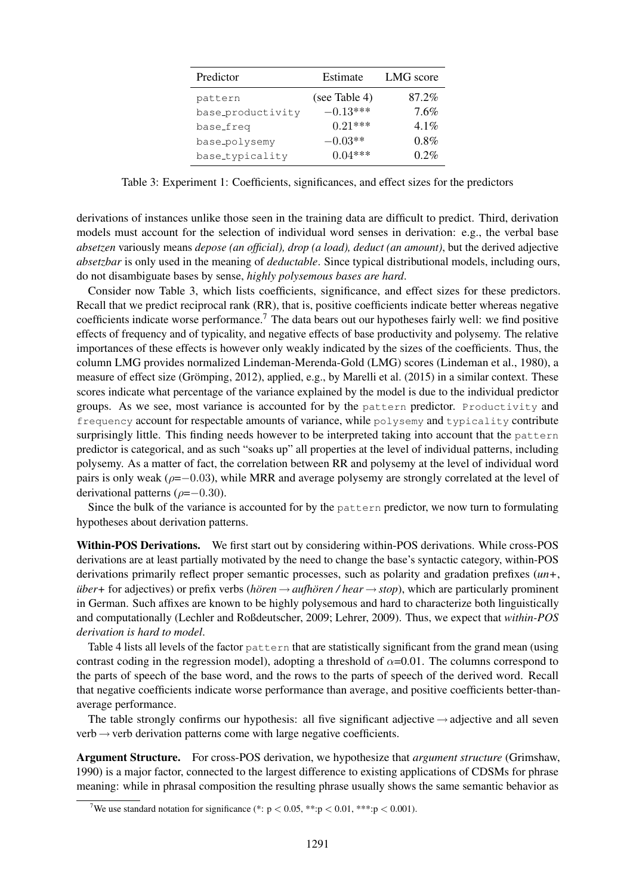| Predictor | Estimate | LMG score |
|---|---|---|
| pattern | (see Table 4) | 87.2% |
| base_productivity | $-0.13$*** | 7.6% |
| base_freq | $0.21$*** | 4.1% |
| base_polysemy | $-0.03$** | 0.8% |
| base_typicality | $0.04$*** | 0.2% |

Table 3: Experiment 1: Coefficients, significances, and effect sizes for the predictors

derivations of instances unlike those seen in the training data are difficult to predict. Third, derivation models must account for the selection of individual word senses in derivation: e.g., the verbal base *absetzen* variously means *depose (an official), drop (a load), deduct (an amount)*, but the derived adjective *absetzbar* is only used in the meaning of *deductable*. Since typical distributional models, including ours, do not disambiguate bases by sense, *highly polysemous bases are hard*.

Consider now Table 3, which lists coefficients, significance, and effect sizes for these predictors. Recall that we predict reciprocal rank (RR), that is, positive coefficients indicate better whereas negative coefficients indicate worse performance.[7] The data bears out our hypotheses fairly well: we find positive effects of frequency and of typicality, and negative effects of base productivity and polysemy. The relative importances of these effects is however only weakly indicated by the sizes of the coefficients. Thus, the column LMG provides normalized Lindeman-Merenda-Gold (LMG) scores (Lindeman et al., 1980), a measure of effect size (Grömping, 2012), applied, e.g., by Marelli et al. (2015) in a similar context. These scores indicate what percentage of the variance explained by the model is due to the individual predictor groups. As we see, most variance is accounted for by the `pattern` predictor. `Productivity` and `frequency` account for respectable amounts of variance, while `polysemy` and `typicality` contribute surprisingly little. This finding needs however to be interpreted taking into account that the `pattern` predictor is categorical, and as such "soaks up" all properties at the level of individual patterns, including polysemy. As a matter of fact, the correlation between RR and polysemy at the level of individual word pairs is only weak ($\rho$=$-0.03$), while MRR and average polysemy are strongly correlated at the level of derivational patterns ($\rho$=$-0.30$).

Since the bulk of the variance is accounted for by the `pattern` predictor, we now turn to formulating hypotheses about derivation patterns.

**Within-POS Derivations.** We first start out by considering within-POS derivations. While cross-POS derivations are at least partially motivated by the need to change the base's syntactic category, within-POS derivations primarily reflect proper semantic processes, such as polarity and gradation prefixes (*un+*, *über+* for adjectives) or prefix verbs (*hören → aufhören / hear → stop*), which are particularly prominent in German. Such affixes are known to be highly polysemous and hard to characterize both linguistically and computationally (Lechler and Roßdeutscher, 2009; Lehrer, 2009). Thus, we expect that *within-POS derivation is hard to model*.

Table 4 lists all levels of the factor `pattern` that are statistically significant from the grand mean (using contrast coding in the regression model), adopting a threshold of $\alpha$=0.01. The columns correspond to the parts of speech of the base word, and the rows to the parts of speech of the derived word. Recall that negative coefficients indicate worse performance than average, and positive coefficients better-than-average performance.

The table strongly confirms our hypothesis: all five significant adjective → adjective and all seven verb → verb derivation patterns come with large negative coefficients.

**Argument Structure.** For cross-POS derivation, we hypothesize that *argument structure* (Grimshaw, 1990) is a major factor, connected to the largest difference to existing applications of CDSMs for phrase meaning: while in phrasal composition the resulting phrase usually shows the same semantic behavior as

[7] We use standard notation for significance (*: $p < 0.05$, **:$p < 0.01$, ***:$p < 0.001$).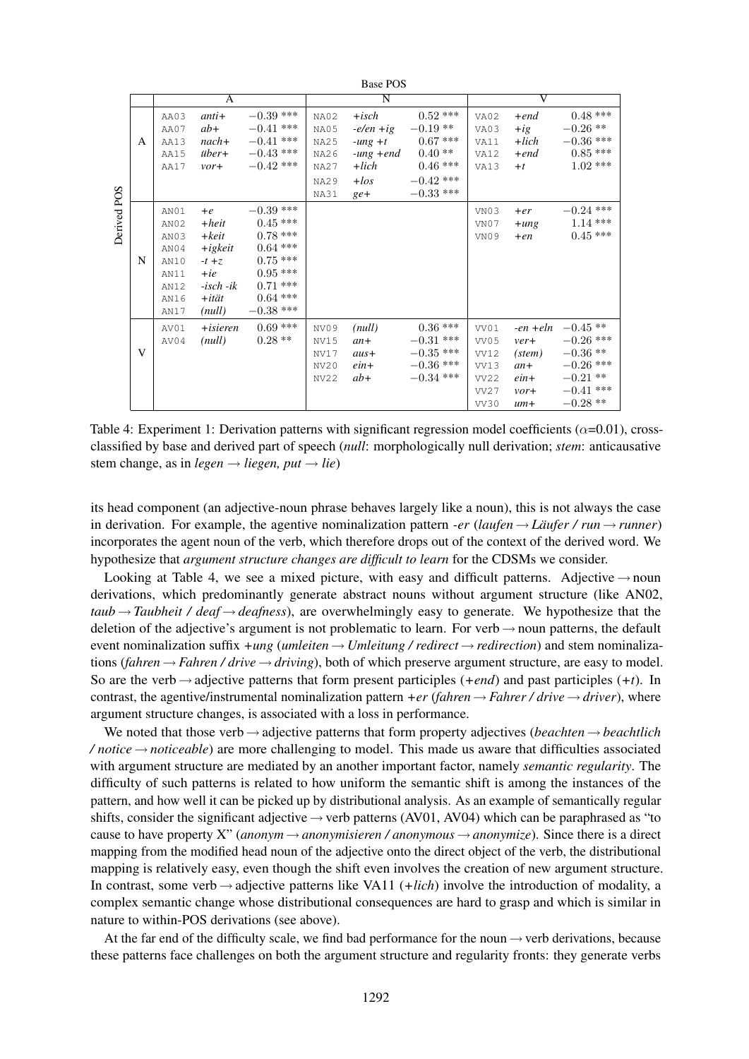| Derived POS | Base POS: A | | | Base POS: N | | | Base POS: V | | |
|---|---|---|---|---|---|---|---|---|---|
| A | AA03 | *anti+* | −0.39 *** | NA02 | *+isch* | 0.52 *** | VA02 | *+end* | 0.48 *** |
| | AA07 | *ab+* | −0.41 *** | NA05 | *-e/en +ig* | −0.19 ** | VA03 | *+ig* | −0.26 ** |
| | AA13 | *nach+* | −0.41 *** | NA25 | *-ung +t* | 0.67 *** | VA11 | *+lich* | −0.36 *** |
| | AA15 | *über+* | −0.43 *** | NA26 | *-ung +end* | 0.40 ** | VA12 | *+end* | 0.85 *** |
| | AA17 | *vor+* | −0.42 *** | NA27 | *+lich* | 0.46 *** | VA13 | *+t* | 1.02 *** |
| | | | | NA29 | *+los* | −0.42 *** | | | |
| | | | | NA31 | *ge+* | −0.33 *** | | | |
| N | AN01 | *+e* | −0.39 *** | | | | VN03 | *+er* | −0.24 *** |
| | AN02 | *+heit* | 0.45 *** | | | | VN07 | *+ung* | 1.14 *** |
| | AN03 | *+keit* | 0.78 *** | | | | VN09 | *+en* | 0.45 *** |
| | AN04 | *+igkeit* | 0.64 *** | | | | | | |
| | AN10 | *-t +z* | 0.75 *** | | | | | | |
| | AN11 | *+ie* | 0.95 *** | | | | | | |
| | AN12 | *-isch -ik* | 0.71 *** | | | | | | |
| | AN16 | *+ität* | 0.64 *** | | | | | | |
| | AN17 | *(null)* | −0.38 *** | | | | | | |
| V | AV01 | *+isieren* | 0.69 *** | NV09 | *(null)* | 0.36 *** | VV01 | *-en +eln* | −0.45 ** |
| | AV04 | *(null)* | 0.28 ** | NV15 | *an+* | −0.31 *** | VV05 | *ver+* | −0.26 *** |
| | | | | NV17 | *aus+* | −0.35 *** | VV12 | *(stem)* | −0.36 ** |
| | | | | NV20 | *ein+* | −0.36 *** | VV13 | *an+* | −0.26 *** |
| | | | | NV22 | *ab+* | −0.34 *** | VV22 | *ein+* | −0.21 ** |
| | | | | | | | VV27 | *vor+* | −0.41 *** |
| | | | | | | | VV30 | *um+* | −0.28 ** |

Table 4: Experiment 1: Derivation patterns with significant regression model coefficients ($\alpha$=0.01), cross-classified by base and derived part of speech (*null*: morphologically null derivation; *stem*: anticausative stem change, as in *legen → liegen, put → lie*)

its head component (an adjective-noun phrase behaves largely like a noun), this is not always the case in derivation. For example, the agentive nominalization pattern *-er* (*laufen → Läufer / run → runner*) incorporates the agent noun of the verb, which therefore drops out of the context of the derived word. We hypothesize that *argument structure changes are difficult to learn* for the CDSMs we consider.

Looking at Table 4, we see a mixed picture, with easy and difficult patterns. Adjective → noun derivations, which predominantly generate abstract nouns without argument structure (like AN02, *taub → Taubheit / deaf → deafness*), are overwhelmingly easy to generate. We hypothesize that the deletion of the adjective's argument is not problematic to learn. For verb → noun patterns, the default event nominalization suffix *+ung* (*umleiten → Umleitung / redirect → redirection*) and stem nominalizations (*fahren → Fahren / drive → driving*), both of which preserve argument structure, are easy to model. So are the verb → adjective patterns that form present participles (*+end*) and past participles (*+t*). In contrast, the agentive/instrumental nominalization pattern *+er* (*fahren → Fahrer / drive → driver*), where argument structure changes, is associated with a loss in performance.

We noted that those verb → adjective patterns that form property adjectives (*beachten → beachtlich / notice → noticeable*) are more challenging to model. This made us aware that difficulties associated with argument structure are mediated by an another important factor, namely *semantic regularity*. The difficulty of such patterns is related to how uniform the semantic shift is among the instances of the pattern, and how well it can be picked up by distributional analysis. As an example of semantically regular shifts, consider the significant adjective → verb patterns (AV01, AV04) which can be paraphrased as "to cause to have property X" (*anonym → anonymisieren / anonymous → anonymize*). Since there is a direct mapping from the modified head noun of the adjective onto the direct object of the verb, the distributional mapping is relatively easy, even though the shift even involves the creation of new argument structure. In contrast, some verb → adjective patterns like VA11 (*+lich*) involve the introduction of modality, a complex semantic change whose distributional consequences are hard to grasp and which is similar in nature to within-POS derivations (see above).

At the far end of the difficulty scale, we find bad performance for the noun → verb derivations, because these patterns face challenges on both the argument structure and regularity fronts: they generate verbs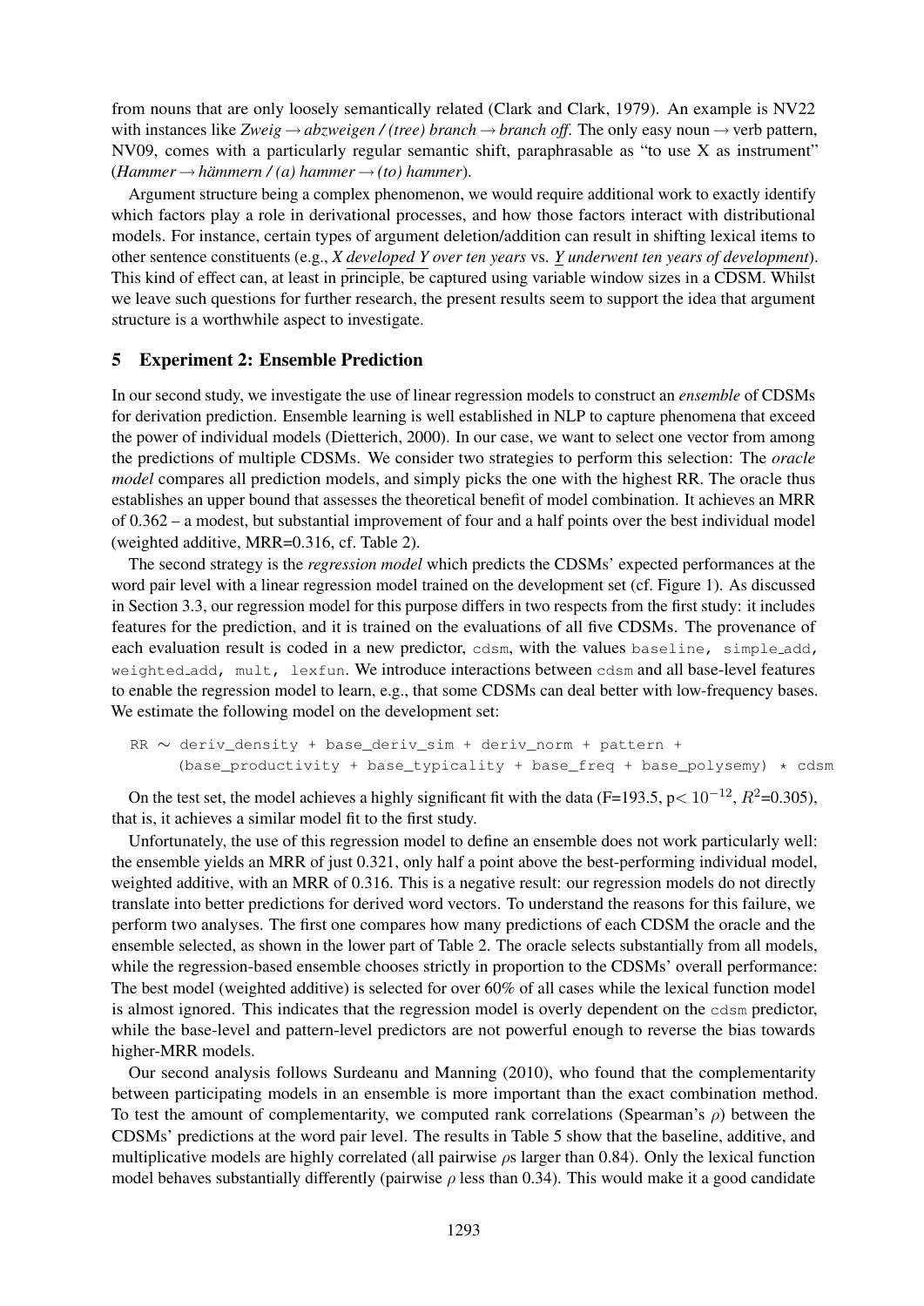from nouns that are only loosely semantically related (Clark and Clark, 1979). An example is NV22 with instances like *Zweig → abzweigen / (tree) branch → branch off*. The only easy noun → verb pattern, NV09, comes with a particularly regular semantic shift, paraphrasable as "to use X as instrument" (*Hammer → hämmern / (a) hammer → (to) hammer*).

Argument structure being a complex phenomenon, we would require additional work to exactly identify which factors play a role in derivational processes, and how those factors interact with distributional models. For instance, certain types of argument deletion/addition can result in shifting lexical items to other sentence constituents (e.g., *X <u>developed</u> Y over ten years* vs. *<u>Y</u> underwent ten years of <u>development</u>*). This kind of effect can, at least in principle, be captured using variable window sizes in a CDSM. Whilst we leave such questions for further research, the present results seem to support the idea that argument structure is a worthwhile aspect to investigate.

## 5 Experiment 2: Ensemble Prediction

In our second study, we investigate the use of linear regression models to construct an *ensemble* of CDSMs for derivation prediction. Ensemble learning is well established in NLP to capture phenomena that exceed the power of individual models (Dietterich, 2000). In our case, we want to select one vector from among the predictions of multiple CDSMs. We consider two strategies to perform this selection: The *oracle model* compares all prediction models, and simply picks the one with the highest RR. The oracle thus establishes an upper bound that assesses the theoretical benefit of model combination. It achieves an MRR of 0.362 – a modest, but substantial improvement of four and a half points over the best individual model (weighted additive, MRR=0.316, cf. Table 2).

The second strategy is the *regression model* which predicts the CDSMs' expected performances at the word pair level with a linear regression model trained on the development set (cf. Figure 1). As discussed in Section 3.3, our regression model for this purpose differs in two respects from the first study: it includes features for the prediction, and it is trained on the evaluations of all five CDSMs. The provenance of each evaluation result is coded in a new predictor, `cdsm`, with the values `baseline, simple_add, weighted_add, mult, lexfun`. We introduce interactions between `cdsm` and all base-level features to enable the regression model to learn, e.g., that some CDSMs can deal better with low-frequency bases. We estimate the following model on the development set:

```
RR ~ deriv_density + base_deriv_sim + deriv_norm + pattern +
     (base_productivity + base_typicality + base_freq + base_polysemy) * cdsm
```

On the test set, the model achieves a highly significant fit with the data (F=193.5, $p < 10^{-12}$, $R^2$=0.305), that is, it achieves a similar model fit to the first study.

Unfortunately, the use of this regression model to define an ensemble does not work particularly well: the ensemble yields an MRR of just 0.321, only half a point above the best-performing individual model, weighted additive, with an MRR of 0.316. This is a negative result: our regression models do not directly translate into better predictions for derived word vectors. To understand the reasons for this failure, we perform two analyses. The first one compares how many predictions of each CDSM the oracle and the ensemble selected, as shown in the lower part of Table 2. The oracle selects substantially from all models, while the regression-based ensemble chooses strictly in proportion to the CDSMs' overall performance: The best model (weighted additive) is selected for over 60% of all cases while the lexical function model is almost ignored. This indicates that the regression model is overly dependent on the `cdsm` predictor, while the base-level and pattern-level predictors are not powerful enough to reverse the bias towards higher-MRR models.

Our second analysis follows Surdeanu and Manning (2010), who found that the complementarity between participating models in an ensemble is more important than the exact combination method. To test the amount of complementarity, we computed rank correlations (Spearman's $\rho$) between the CDSMs' predictions at the word pair level. The results in Table 5 show that the baseline, additive, and multiplicative models are highly correlated (all pairwise $\rho$s larger than 0.84). Only the lexical function model behaves substantially differently (pairwise $\rho$ less than 0.34). This would make it a good candidate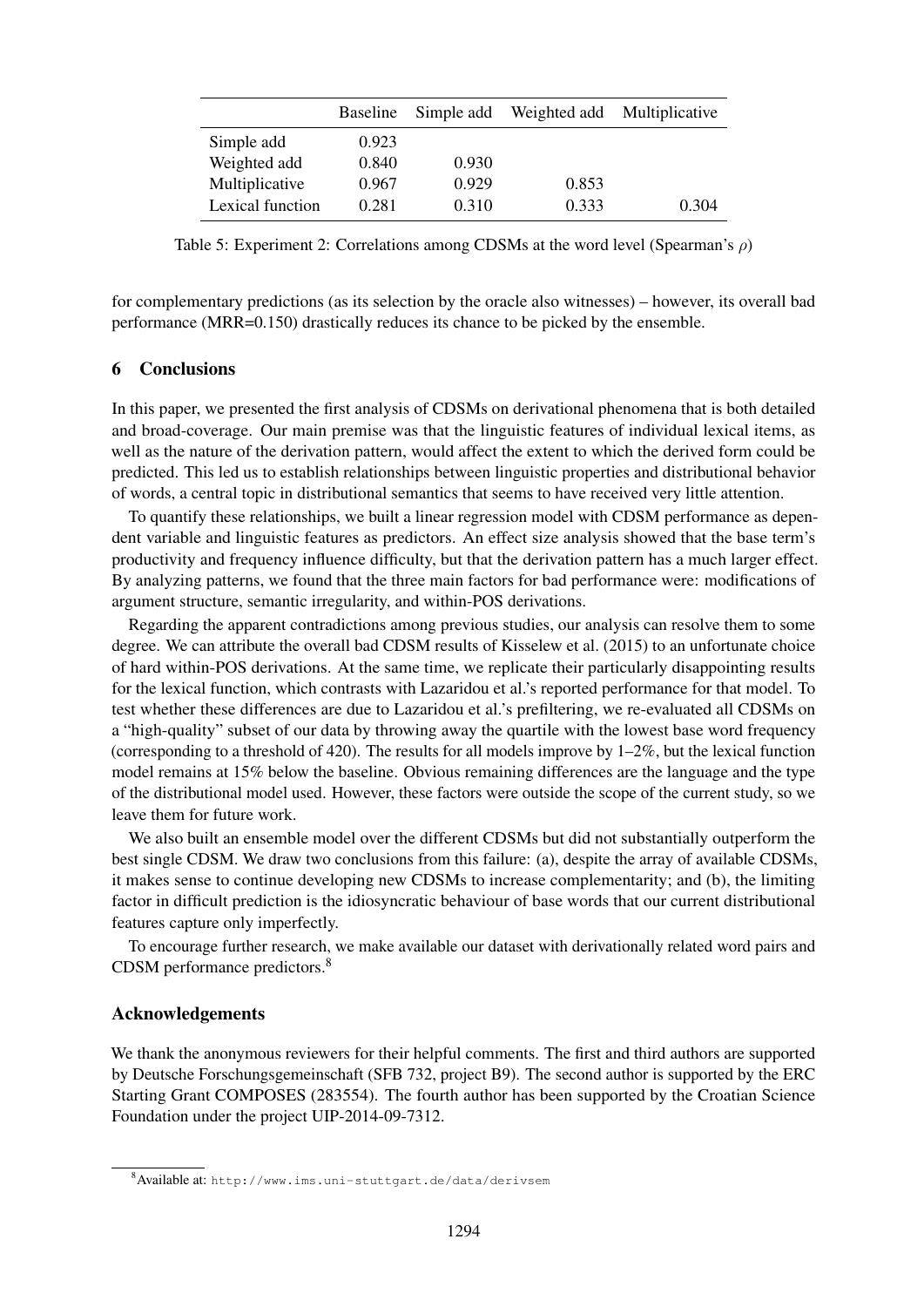| | Baseline | Simple add | Weighted add | Multiplicative |
|---|---|---|---|---|
| Simple add | 0.923 | | | |
| Weighted add | 0.840 | 0.930 | | |
| Multiplicative | 0.967 | 0.929 | 0.853 | |
| Lexical function | 0.281 | 0.310 | 0.333 | 0.304 |

Table 5: Experiment 2: Correlations among CDSMs at the word level (Spearman's $\rho$)

for complementary predictions (as its selection by the oracle also witnesses) – however, its overall bad performance (MRR=0.150) drastically reduces its chance to be picked by the ensemble.

## 6 Conclusions

In this paper, we presented the first analysis of CDSMs on derivational phenomena that is both detailed and broad-coverage. Our main premise was that the linguistic features of individual lexical items, as well as the nature of the derivation pattern, would affect the extent to which the derived form could be predicted. This led us to establish relationships between linguistic properties and distributional behavior of words, a central topic in distributional semantics that seems to have received very little attention.

To quantify these relationships, we built a linear regression model with CDSM performance as dependent variable and linguistic features as predictors. An effect size analysis showed that the base term's productivity and frequency influence difficulty, but that the derivation pattern has a much larger effect. By analyzing patterns, we found that the three main factors for bad performance were: modifications of argument structure, semantic irregularity, and within-POS derivations.

Regarding the apparent contradictions among previous studies, our analysis can resolve them to some degree. We can attribute the overall bad CDSM results of Kisselew et al. (2015) to an unfortunate choice of hard within-POS derivations. At the same time, we replicate their particularly disappointing results for the lexical function, which contrasts with Lazaridou et al.'s reported performance for that model. To test whether these differences are due to Lazaridou et al.'s prefiltering, we re-evaluated all CDSMs on a "high-quality" subset of our data by throwing away the quartile with the lowest base word frequency (corresponding to a threshold of 420). The results for all models improve by 1–2%, but the lexical function model remains at 15% below the baseline. Obvious remaining differences are the language and the type of the distributional model used. However, these factors were outside the scope of the current study, so we leave them for future work.

We also built an ensemble model over the different CDSMs but did not substantially outperform the best single CDSM. We draw two conclusions from this failure: (a), despite the array of available CDSMs, it makes sense to continue developing new CDSMs to increase complementarity; and (b), the limiting factor in difficult prediction is the idiosyncratic behaviour of base words that our current distributional features capture only imperfectly.

To encourage further research, we make available our dataset with derivationally related word pairs and CDSM performance predictors.[8]

### Acknowledgements

We thank the anonymous reviewers for their helpful comments. The first and third authors are supported by Deutsche Forschungsgemeinschaft (SFB 732, project B9). The second author is supported by the ERC Starting Grant COMPOSES (283554). The fourth author has been supported by the Croatian Science Foundation under the project UIP-2014-09-7312.

[8]Available at: `http://www.ims.uni-stuttgart.de/data/derivsem`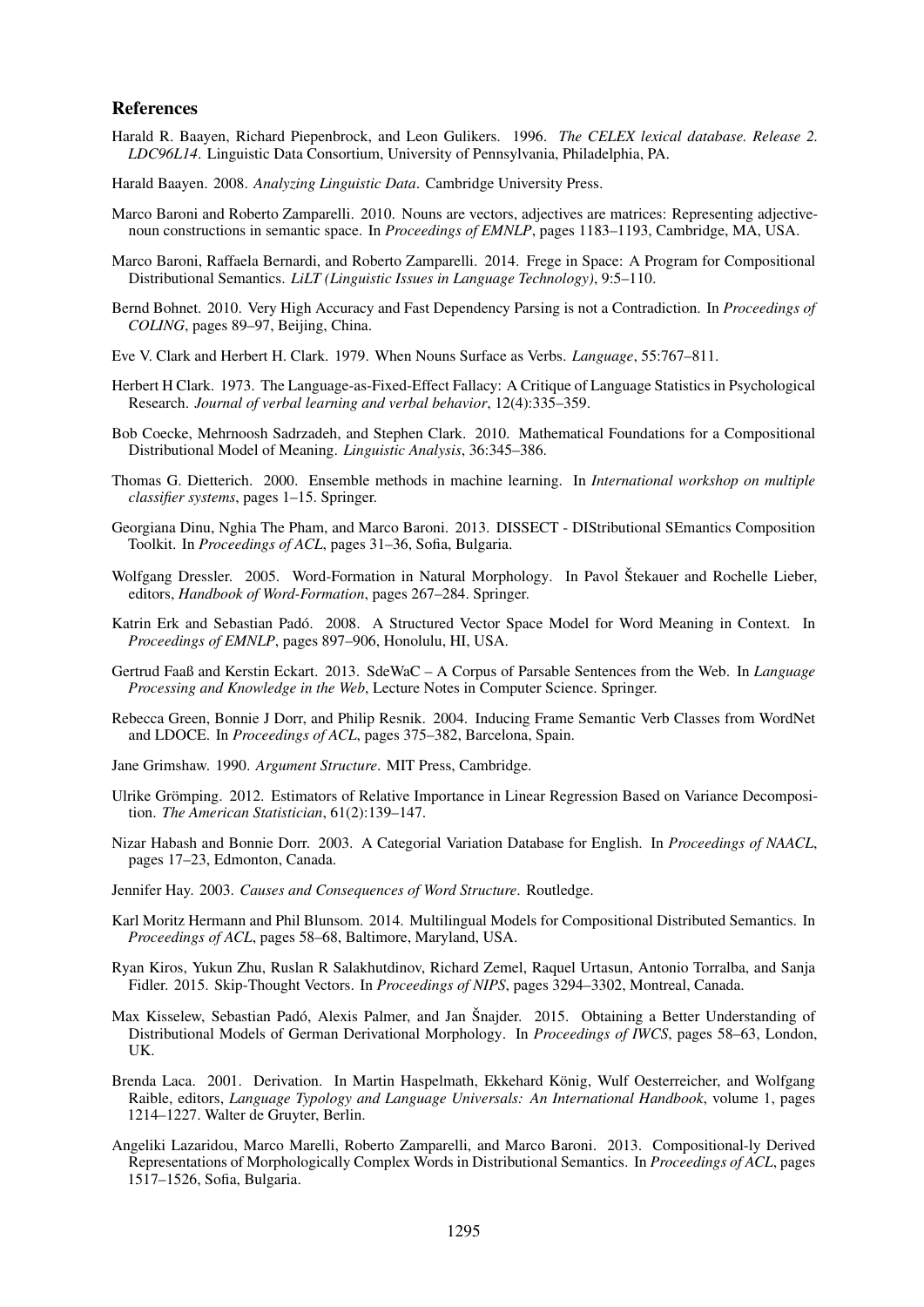## References

Harald R. Baayen, Richard Piepenbrock, and Leon Gulikers. 1996. *The CELEX lexical database. Release 2. LDC96L14*. Linguistic Data Consortium, University of Pennsylvania, Philadelphia, PA.

Harald Baayen. 2008. *Analyzing Linguistic Data*. Cambridge University Press.

Marco Baroni and Roberto Zamparelli. 2010. Nouns are vectors, adjectives are matrices: Representing adjective-noun constructions in semantic space. In *Proceedings of EMNLP*, pages 1183–1193, Cambridge, MA, USA.

Marco Baroni, Raffaela Bernardi, and Roberto Zamparelli. 2014. Frege in Space: A Program for Compositional Distributional Semantics. *LiLT (Linguistic Issues in Language Technology)*, 9:5–110.

Bernd Bohnet. 2010. Very High Accuracy and Fast Dependency Parsing is not a Contradiction. In *Proceedings of COLING*, pages 89–97, Beijing, China.

Eve V. Clark and Herbert H. Clark. 1979. When Nouns Surface as Verbs. *Language*, 55:767–811.

Herbert H Clark. 1973. The Language-as-Fixed-Effect Fallacy: A Critique of Language Statistics in Psychological Research. *Journal of verbal learning and verbal behavior*, 12(4):335–359.

Bob Coecke, Mehrnoosh Sadrzadeh, and Stephen Clark. 2010. Mathematical Foundations for a Compositional Distributional Model of Meaning. *Linguistic Analysis*, 36:345–386.

Thomas G. Dietterich. 2000. Ensemble methods in machine learning. In *International workshop on multiple classifier systems*, pages 1–15. Springer.

Georgiana Dinu, Nghia The Pham, and Marco Baroni. 2013. DISSECT - DIStributional SEmantics Composition Toolkit. In *Proceedings of ACL*, pages 31–36, Sofia, Bulgaria.

Wolfgang Dressler. 2005. Word-Formation in Natural Morphology. In Pavol Štekauer and Rochelle Lieber, editors, *Handbook of Word-Formation*, pages 267–284. Springer.

Katrin Erk and Sebastian Padó. 2008. A Structured Vector Space Model for Word Meaning in Context. In *Proceedings of EMNLP*, pages 897–906, Honolulu, HI, USA.

Gertrud Faaß and Kerstin Eckart. 2013. SdeWaC – A Corpus of Parsable Sentences from the Web. In *Language Processing and Knowledge in the Web*, Lecture Notes in Computer Science. Springer.

Rebecca Green, Bonnie J Dorr, and Philip Resnik. 2004. Inducing Frame Semantic Verb Classes from WordNet and LDOCE. In *Proceedings of ACL*, pages 375–382, Barcelona, Spain.

Jane Grimshaw. 1990. *Argument Structure*. MIT Press, Cambridge.

Ulrike Grömping. 2012. Estimators of Relative Importance in Linear Regression Based on Variance Decomposition. *The American Statistician*, 61(2):139–147.

Nizar Habash and Bonnie Dorr. 2003. A Categorial Variation Database for English. In *Proceedings of NAACL*, pages 17–23, Edmonton, Canada.

Jennifer Hay. 2003. *Causes and Consequences of Word Structure*. Routledge.

Karl Moritz Hermann and Phil Blunsom. 2014. Multilingual Models for Compositional Distributed Semantics. In *Proceedings of ACL*, pages 58–68, Baltimore, Maryland, USA.

Ryan Kiros, Yukun Zhu, Ruslan R Salakhutdinov, Richard Zemel, Raquel Urtasun, Antonio Torralba, and Sanja Fidler. 2015. Skip-Thought Vectors. In *Proceedings of NIPS*, pages 3294–3302, Montreal, Canada.

Max Kisselew, Sebastian Padó, Alexis Palmer, and Jan Šnajder. 2015. Obtaining a Better Understanding of Distributional Models of German Derivational Morphology. In *Proceedings of IWCS*, pages 58–63, London, UK.

Brenda Laca. 2001. Derivation. In Martin Haspelmath, Ekkehard König, Wulf Oesterreicher, and Wolfgang Raible, editors, *Language Typology and Language Universals: An International Handbook*, volume 1, pages 1214–1227. Walter de Gruyter, Berlin.

Angeliki Lazaridou, Marco Marelli, Roberto Zamparelli, and Marco Baroni. 2013. Compositional-ly Derived Representations of Morphologically Complex Words in Distributional Semantics. In *Proceedings of ACL*, pages 1517–1526, Sofia, Bulgaria.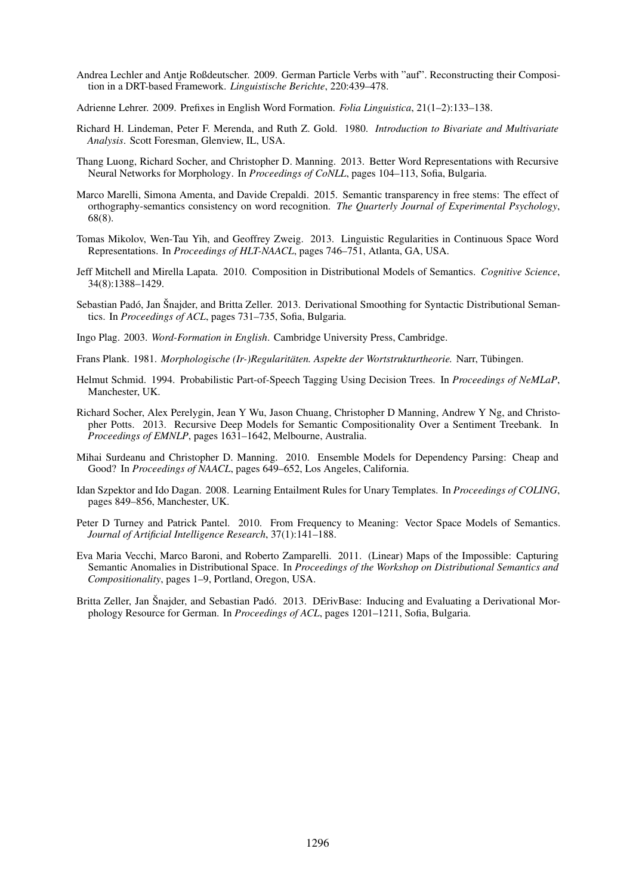Andrea Lechler and Antje Roßdeutscher. 2009. German Particle Verbs with "auf". Reconstructing their Composition in a DRT-based Framework. *Linguistische Berichte*, 220:439–478.

Adrienne Lehrer. 2009. Prefixes in English Word Formation. *Folia Linguistica*, 21(1–2):133–138.

Richard H. Lindeman, Peter F. Merenda, and Ruth Z. Gold. 1980. *Introduction to Bivariate and Multivariate Analysis*. Scott Foresman, Glenview, IL, USA.

Thang Luong, Richard Socher, and Christopher D. Manning. 2013. Better Word Representations with Recursive Neural Networks for Morphology. In *Proceedings of CoNLL*, pages 104–113, Sofia, Bulgaria.

Marco Marelli, Simona Amenta, and Davide Crepaldi. 2015. Semantic transparency in free stems: The effect of orthography-semantics consistency on word recognition. *The Quarterly Journal of Experimental Psychology*, 68(8).

Tomas Mikolov, Wen-Tau Yih, and Geoffrey Zweig. 2013. Linguistic Regularities in Continuous Space Word Representations. In *Proceedings of HLT-NAACL*, pages 746–751, Atlanta, GA, USA.

Jeff Mitchell and Mirella Lapata. 2010. Composition in Distributional Models of Semantics. *Cognitive Science*, 34(8):1388–1429.

Sebastian Padó, Jan Šnajder, and Britta Zeller. 2013. Derivational Smoothing for Syntactic Distributional Semantics. In *Proceedings of ACL*, pages 731–735, Sofia, Bulgaria.

Ingo Plag. 2003. *Word-Formation in English*. Cambridge University Press, Cambridge.

Frans Plank. 1981. *Morphologische (Ir-)Regularitäten. Aspekte der Wortstrukturtheorie.* Narr, Tübingen.

Helmut Schmid. 1994. Probabilistic Part-of-Speech Tagging Using Decision Trees. In *Proceedings of NeMLaP*, Manchester, UK.

Richard Socher, Alex Perelygin, Jean Y Wu, Jason Chuang, Christopher D Manning, Andrew Y Ng, and Christopher Potts. 2013. Recursive Deep Models for Semantic Compositionality Over a Sentiment Treebank. In *Proceedings of EMNLP*, pages 1631–1642, Melbourne, Australia.

Mihai Surdeanu and Christopher D. Manning. 2010. Ensemble Models for Dependency Parsing: Cheap and Good? In *Proceedings of NAACL*, pages 649–652, Los Angeles, California.

Idan Szpektor and Ido Dagan. 2008. Learning Entailment Rules for Unary Templates. In *Proceedings of COLING*, pages 849–856, Manchester, UK.

Peter D Turney and Patrick Pantel. 2010. From Frequency to Meaning: Vector Space Models of Semantics. *Journal of Artificial Intelligence Research*, 37(1):141–188.

Eva Maria Vecchi, Marco Baroni, and Roberto Zamparelli. 2011. (Linear) Maps of the Impossible: Capturing Semantic Anomalies in Distributional Space. In *Proceedings of the Workshop on Distributional Semantics and Compositionality*, pages 1–9, Portland, Oregon, USA.

Britta Zeller, Jan Šnajder, and Sebastian Padó. 2013. DErivBase: Inducing and Evaluating a Derivational Morphology Resource for German. In *Proceedings of ACL*, pages 1201–1211, Sofia, Bulgaria.